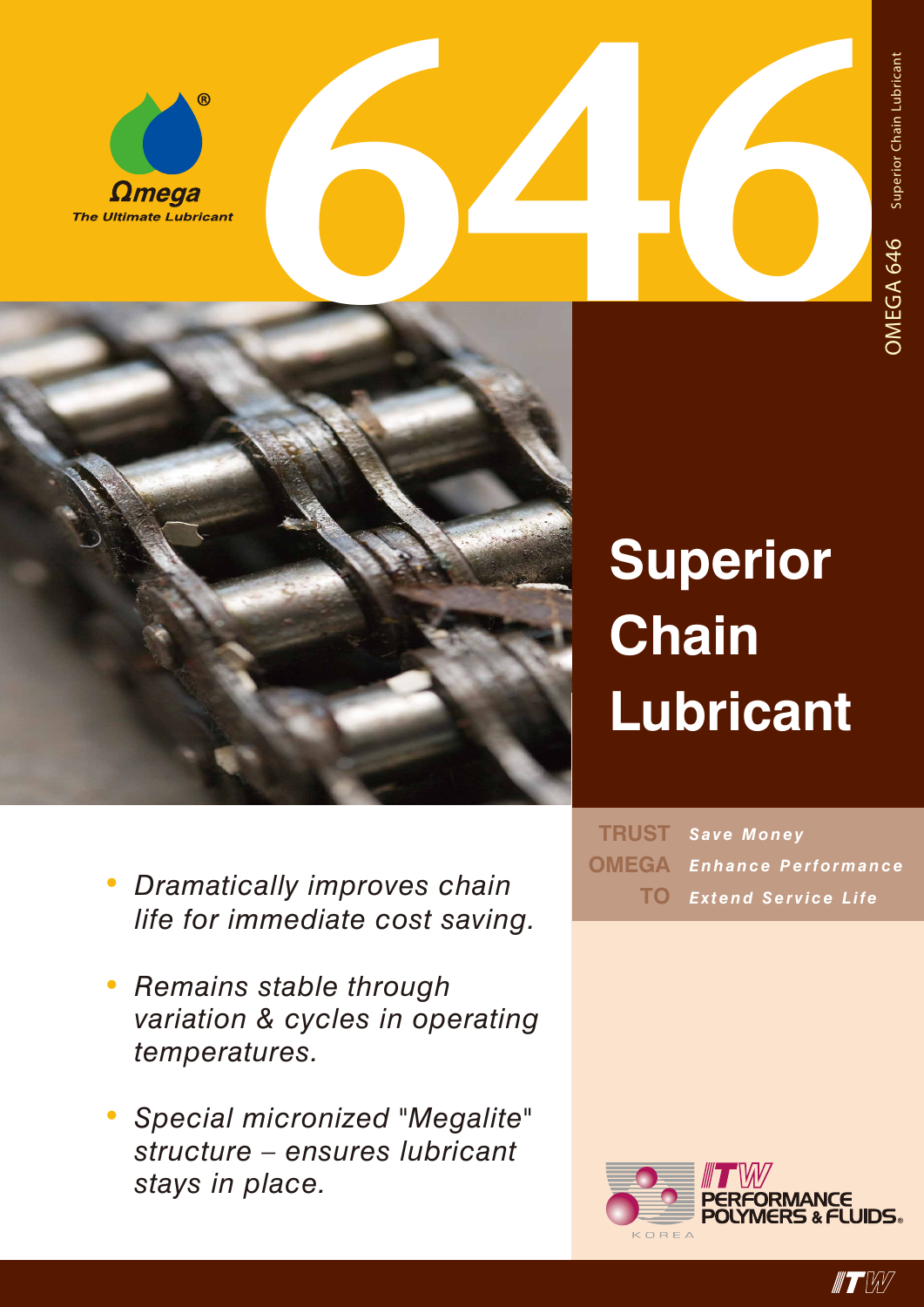Ωmega

The Ultimate Lubricant

# 646

OMEGA 646 Superior Chain Lubricant

# Superior Chain Lubricant

- *Dramatically improves chain life for immediate cost saving.*
- *Remains stable through variation & cycles in operating temperatures.*
- *Special micronized "Megalite" structure – ensures lubricant stays in place.*

**TRUST** *Save Money*
**OMEGA** *Enhance Performance*
**TO** *Extend Service Life*

ITW PERFORMANCE POLYMERS & FLUIDS

KOREA

ITW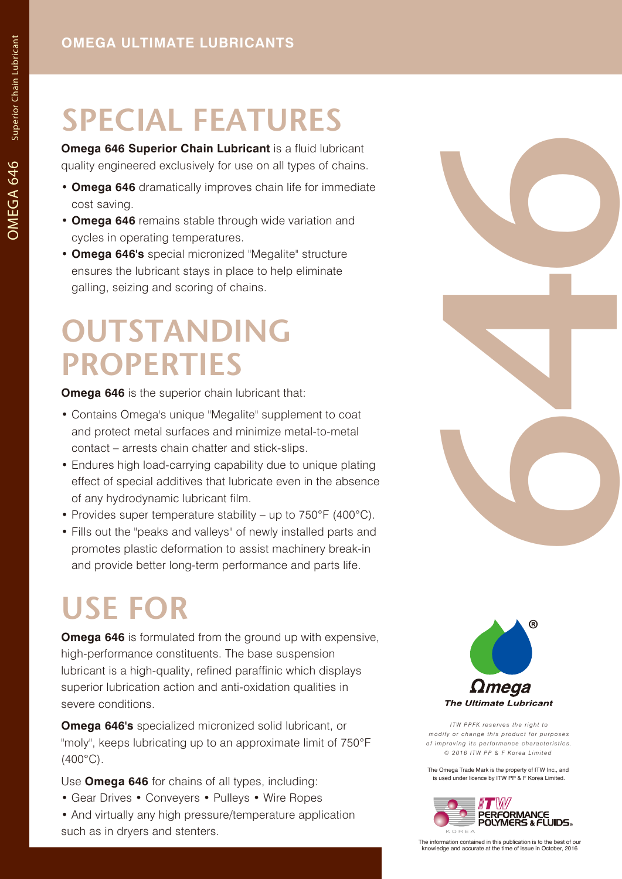OMEGA ULTIMATE LUBRICANTS

# SPECIAL FEATURES

**Omega 646 Superior Chain Lubricant** is a fluid lubricant quality engineered exclusively for use on all types of chains.

- **Omega 646** dramatically improves chain life for immediate cost saving.
- **Omega 646** remains stable through wide variation and cycles in operating temperatures.
- **Omega 646's** special micronized "Megalite" structure ensures the lubricant stays in place to help eliminate galling, seizing and scoring of chains.

# OUTSTANDING PROPERTIES

**Omega 646** is the superior chain lubricant that:

- Contains Omega's unique "Megalite" supplement to coat and protect metal surfaces and minimize metal-to-metal contact – arrests chain chatter and stick-slips.
- Endures high load-carrying capability due to unique plating effect of special additives that lubricate even in the absence of any hydrodynamic lubricant film.
- Provides super temperature stability – up to 750°F (400°C).
- Fills out the "peaks and valleys" of newly installed parts and promotes plastic deformation to assist machinery break-in and provide better long-term performance and parts life.

# USE FOR

**Omega 646** is formulated from the ground up with expensive, high-performance constituents. The base suspension lubricant is a high-quality, refined paraffinic which displays superior lubrication action and anti-oxidation qualities in severe conditions.

**Omega 646's** specialized micronized solid lubricant, or "moly", keeps lubricating up to an approximate limit of 750°F (400°C).

Use **Omega 646** for chains of all types, including:

- Gear Drives • Conveyers • Pulleys • Wire Ropes
- And virtually any high pressure/temperature application such as in dryers and stenters.

Ωmega®
*The Ultimate Lubricant*

*ITW PPFK reserves the right to modify or change this product for purposes of improving its performance characteristics.*
*© 2016 ITW PP & F Korea Limited*

The Omega Trade Mark is the property of ITW Inc., and is used under licence by ITW PP & F Korea Limited.

ITW PERFORMANCE POLYMERS & FLUIDS KOREA

The information contained in this publication is to the best of our knowledge and accurate at the time of issue in October, 2016